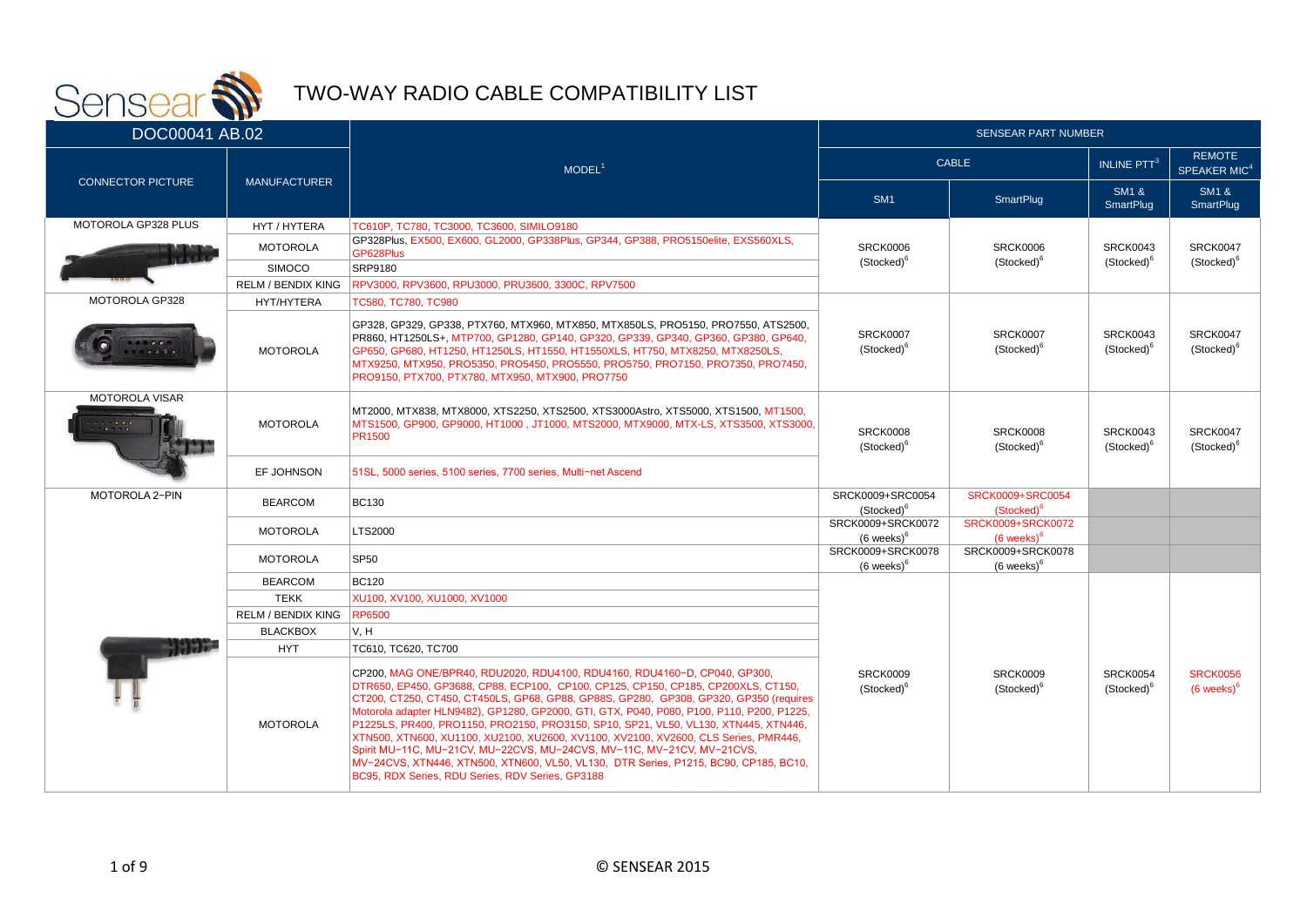# TWO-WAY RADIO CABLE COMPATIBILITY LIST

DOC00041 AB.02

| CONNECTOR PICTURE | MANUFACTURER | MODEL[1] | SENSEAR PART NUMBER | | | |
|---|---|---|---|---|---|---|
| | | | CABLE | | INLINE PTT[3] | REMOTE SPEAKER MIC[4] |
| | | | SM1 | SmartPlug | SM1 & SmartPlug | SM1 & SmartPlug |
| MOTOROLA GP328 PLUS | HYT / HYTERA | TC610P, TC780, TC3000, TC3600, SIMILO9180 | SRCK0006 (Stocked)[6] | SRCK0006 (Stocked)[6] | SRCK0043 (Stocked)[6] | SRCK0047 (Stocked)[6] |
| | MOTOROLA | GP328Plus, EX500, EX600, GL2000, GP338Plus, GP344, GP388, PRO5150elite, EXS560XLS, GP628Plus | | | | |
| | SIMOCO | SRP9180 | | | | |
| | RELM / BENDIX KING | RPV3000, RPV3600, RPU3000, PRU3600, 3300C, RPV7500 | | | | |
| MOTOROLA GP328 | HYT/HYTERA | TC580, TC780, TC980 | SRCK0007 (Stocked)[6] | SRCK0007 (Stocked)[6] | SRCK0043 (Stocked)[6] | SRCK0047 (Stocked)[6] |
| | MOTOROLA | GP328, GP329, GP338, PTX760, MTX960, MTX850, MTX850LS, PRO5150, PRO7550, ATS2500, PR860, HT1250LS+, MTP700, GP1280, GP140, GP320, GP339, GP340, GP360, GP380, GP640, GP650, GP680, HT1250, HT1250LS, HT1550, HT1550XLS, HT750, MTX8250, MTX8250LS, MTX9250, MTX950, PRO5350, PRO5450, PRO5550, PRO5750, PRO7150, PRO7350, PRO7450, PRO9150, PTX700, PTX780, MTX950, MTX900, PRO7750 | | | | |
| MOTOROLA VISAR | MOTOROLA | MT2000, MTX838, MTX8000, XTS2250, XTS2500, XTS3000Astro, XTS5000, XTS1500, MT1500, MTS1500, GP900, GP9000, HT1000 , JT1000, MTS2000, MTX9000, MTX-LS, XTS3500, XTS3000, PR1500 | SRCK0008 (Stocked)[6] | SRCK0008 (Stocked)[6] | SRCK0043 (Stocked)[6] | SRCK0047 (Stocked)[6] |
| | EF JOHNSON | 51SL, 5000 series, 5100 series, 7700 series, Multi−net Ascend | | | | |
| MOTOROLA 2−PIN | BEARCOM | BC130 | SRCK0009+SRC0054 (Stocked)[6] | SRCK0009+SRC0054 (Stocked)[6] | | |
| | MOTOROLA | LTS2000 | SRCK0009+SRCK0072 (6 weeks)[6] | SRCK0009+SRCK0072 (6 weeks)[6] | | |
| | MOTOROLA | SP50 | SRCK0009+SRCK0078 (6 weeks)[6] | SRCK0009+SRCK0078 (6 weeks)[6] | | |
| | BEARCOM | BC120 | SRCK0009 (Stocked)[6] | SRCK0009 (Stocked)[6] | SRCK0054 (Stocked)[6] | SRCK0056 (6 weeks)[6] |
| | TEKK | XU100, XV100, XU1000, XV1000 | | | | |
| | RELM / BENDIX KING | RP6500 | | | | |
| | BLACKBOX | V, H | | | | |
| | HYT | TC610, TC620, TC700 | | | | |
| | MOTOROLA | CP200, MAG ONE/BPR40, RDU2020, RDU4100, RDU4160, RDU4160−D, CP040, GP300, DTR650, EP450, GP3688, CP88, ECP100, CP100, CP125, CP150, CP185, CP200XLS, CT150, CT200, CT250, CT450, CT450LS, GP68, GP88, GP88S, GP280, GP308, GP320, GP350 (requires Motorola adapter HLN9482), GP1280, GP2000, GTI, GTX, P040, P080, P100, P110, P200, P1225, P1225LS, PR400, PRO1150, PRO2150, PRO3150, SP10, SP21, VL50, VL130, XTN445, XTN446, XTN500, XTN600, XU1100, XU2100, XU2600, XV1100, XV2100, XV2600, CLS Series, PMR446, Spirit MU−11C, MU−21CV, MU−22CVS, MU−24CVS, MV−11C, MV−21CV, MV−21CVS, MV−24CVS, XTN446, XTN500, XTN600, VL50, VL130, DTR Series, P1215, BC90, CP185, BC10, BC95, RDX Series, RDU Series, RDV Series, GP3188 | | | | |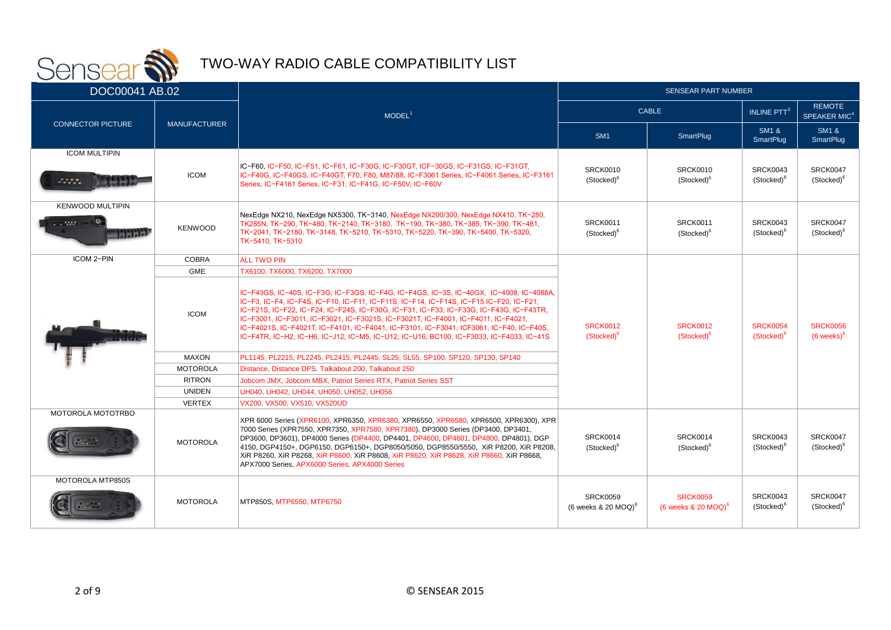# TWO-WAY RADIO CABLE COMPATIBILITY LIST

DOC00041 AB.02

| CONNECTOR PICTURE | MANUFACTURER | MODEL[1] | SENSEAR PART NUMBER | | | |
|---|---|---|---|---|---|---|
| | | | CABLE | | INLINE PTT[3] | REMOTE SPEAKER MIC[4] |
| | | | SM1 | SmartPlug | SM1 & SmartPlug | SM1 & SmartPlug |
| ICOM MULTIPIN | ICOM | IC-F60, IC-F50, IC-F51, IC-F61, IC-F30G, IC-F30GT, ICF-30GS, IC-F31GS, IC-F31GT, IC-F40G, IC-F40GS, IC-F40GT, F70, F80, M87/88, IC-F3061 Series, IC-F4061 Series, IC-F3161 Series, IC-F4161 Series, IC-F31, IC-F41G, IC-F50V, IC-F60V | SRCK0010 (Stocked)[6] | SRCK0010 (Stocked)[6] | SRCK0043 (Stocked)[6] | SRCK0047 (Stocked)[6] |
| KENWOOD MULTIPIN | KENWOOD | NexEdge NX210, NexEdge NX5300, TK-3140, NexEdge NX200/300, NexEdge NX410, TK-280, TK285N, TK-290, TK-480, TK-2140, TK-3180, TK-190, TK-380, TK-385, TK-390, TK-481, TK-2041, TK-2180, TK-3148, TK-5210, TK-5310, TK-5220, TK-390, TK-5400, TK-5320, TK-5410, TK-5310 | SRCK0011 (Stocked)[6] | SRCK0011 (Stocked)[6] | SRCK0043 (Stocked)[6] | SRCK0047 (Stocked)[6] |
| ICOM 2-PIN | COBRA | ALL TWO PIN | SRCK0012 (Stocked)[6] | SRCK0012 (Stocked)[6] | SRCK0054 (Stocked)[6] | SRCK0056 (6 weeks)[6] |
| | GME | TX6100, TX6000, TX6200, TX7000 | | | | |
| | ICOM | IC-F43GS, IC-40S, IC-F3G, IC-F3GS, IC-F4G, IC-F4GS, IC-3S, IC-40GX, IC-4008, IC-4088A, IC-F3, IC-F4, IC-F4S, IC-F10, IC-F11, IC-F11S, IC-F14, IC-F14S, IC-F15 IC-F20, IC-F21, IC-F21S, IC-F22, IC-F24, IC-F24S, IC-F30G, IC-F31, IC-F33, IC-F33G, IC-F43G, IC-F43TR, IC-F3001, IC-F3011, IC-F3021, IC-F3021S, IC-F3021T, IC-F4001, IC-F4011, IC-F4021, IC-F4021S, IC-F4021T, IC-F4101, IC-F4041, IC-F3101, IC-F3041, ICF3061, IC-F40, IC-F40S, IC-F4TR, IC-H2, IC-H6, IC-J12, IC-M5, IC-U12, IC-U16, BC100, IC-F3033, IC-F4033, IC-41S | | | | |
| | MAXON | PL1145, PL2215, PL2245, PL2415, PL2445, SL25, SL55, SP100, SP120, SP130, SP140 | | | | |
| | MOTOROLA | Distance, Distance DPS, Talkabout 200, Talkabout 250 | | | | |
| | RITRON | Jobcom JMX, Jobcom MBX, Patriot Series RTX, Patriot Series SST | | | | |
| | UNIDEN | UH040, UH042, UH044, UH050, UH052, UH056 | | | | |
| | VERTEX | VX200, VX500, VX510, VX520UD | | | | |
| MOTOROLA MOTOTRBO | MOTOROLA | XPR 6000 Series (XPR6100, XPR6350, XPR6380, XPR6550, XPR6580, XPR6500, XPR6300), XPR 7000 Series (XPR7550, XPR7350, XPR7580, XPR7380), DP3000 Series (DP3400, DP3401, DP3600, DP3601), DP4000 Series (DP4400, DP4401, DP4600, DP4601, DP4800, DP4801), DGP 4150, DGP4150+, DGP6150, DGP6150+, DGP8050/5050, DGP8550/5550, XiR P8200, XiR P8208, XiR P8260, XiR P8268, XiR P8600, XiR P8608, XiR P8620, XiR P8628, XiR P8660, XiR P8668, APX7000 Series, APX6000 Series, APX4000 Series | SRCK0014 (Stocked)[6] | SRCK0014 (Stocked)[6] | SRCK0043 (Stocked)[6] | SRCK0047 (Stocked)[6] |
| MOTOROLA MTP850S | MOTOROLA | MTP850S, MTP6550, MTP6750 | SRCK0059 (6 weeks & 20 MOQ)[6] | SRCK0059 (6 weeks & 20 MOQ)[6] | SRCK0043 (Stocked)[6] | SRCK0047 (Stocked)[6] |

© SENSEAR 2015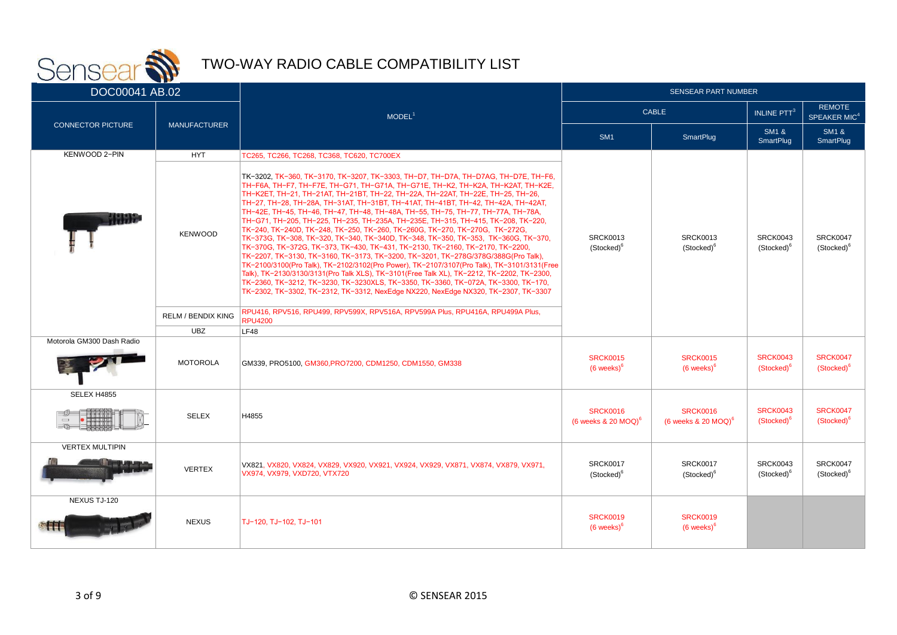# TWO-WAY RADIO CABLE COMPATIBILITY LIST

DOC00041 AB.02

| CONNECTOR PICTURE | MANUFACTURER | MODEL[1] | SENSEAR PART NUMBER | | | |
|---|---|---|---|---|---|---|
| | | | CABLE | | INLINE PTT[3] | REMOTE SPEAKER MIC[4] |
| | | | SM1 | SmartPlug | SM1 & SmartPlug | SM1 & SmartPlug |
| KENWOOD 2-PIN | HYT | TC265, TC266, TC268, TC368, TC620, TC700EX | SRCK0013 (Stocked)[6] | SRCK0013 (Stocked)[6] | SRCK0043 (Stocked)[6] | SRCK0047 (Stocked)[6] |
| | KENWOOD | TK-3202, TK-360, TK-3170, TK-3207, TK-3303, TH-D7, TH-D7A, TH-D7AG, TH-D7E, TH-F6, TH-F6A, TH-F7, TH-F7E, TH-G71, TH-G71A, TH-G71E, TH-K2, TH-K2A, TH-K2AT, TH-K2E, TH-K2ET, TH-21, TH-21AT, TH-21BT, TH-22, TH-22A, TH-22AT, TH-22E, TH-25, TH-26, TH-27, TH-28, TH-28A, TH-31AT, TH-31BT, TH-41AT, TH-41BT, TH-42, TH-42A, TH-42AT, TH-42E, TH-45, TH-46, TH-47, TH-48, TH-48A, TH-55, TH-75, TH-77, TH-77A, TH-78A, TH-G71, TH-205, TH-225, TH-235, TH-235A, TH-235E, TH-315, TH-415, TK-208, TK-220, TK-240, TK-240D, TK-248, TK-250, TK-260, TK-260G, TK-270, TK-270G, TK-272G, TK-373G, TK-308, TK-320, TK-340, TK-340D, TK-348, TK-350, TK-353, TK-360G, TK-370, TK-370G, TK-372G, TK-373, TK-430, TK-431, TK-2130, TK-2160, TK-2170, TK-2200, TK-2207, TK-3130, TK-3160, TK-3173, TK-3200, TK-3201, TK-278G/378G/388G(Pro Talk), TK-2100/3100(Pro Talk), TK-2102/3102(Pro Power), TK-2107/3107(Pro Talk), TK-3101/3131(Free Talk), TK-2130/3130/3131(Pro Talk XLS), TK-3101(Free Talk XL), TK-2212, TK-2202, TK-2300, TK-2360, TK-3212, TK-3230, TK-3230XLS, TK-3350, TK-3360, TK-072A, TK-3300, TK-170, TK-2302, TK-3302, TK-2312, TK-3312, NexEdge NX220, NexEdge NX320, TK-2307, TK-3307 | | | | |
| | RELM / BENDIX KING | RPU416, RPV516, RPU499, RPV599X, RPV516A, RPV599A Plus, RPU416A, RPU499A Plus, RPU4200 | | | | |
| | UBZ | LF48 | | | | |
| Motorola GM300 Dash Radio | MOTOROLA | GM339, PRO5100, GM360,PRO7200, CDM1250, CDM1550, GM338 | SRCK0015 (6 weeks)[6] | SRCK0015 (6 weeks)[6] | SRCK0043 (Stocked)[6] | SRCK0047 (Stocked)[6] |
| SELEX H4855 | SELEX | H4855 | SRCK0016 (6 weeks & 20 MOQ)[6] | SRCK0016 (6 weeks & 20 MOQ)[6] | SRCK0043 (Stocked)[6] | SRCK0047 (Stocked)[6] |
| VERTEX MULTIPIN | VERTEX | VX821, VX820, VX824, VX829, VX920, VX921, VX924, VX929, VX871, VX874, VX879, VX971, VX974, VX979, VXD720, VTX720 | SRCK0017 (Stocked)[6] | SRCK0017 (Stocked)[6] | SRCK0043 (Stocked)[6] | SRCK0047 (Stocked)[6] |
| NEXUS TJ-120 | NEXUS | TJ-120, TJ-102, TJ-101 | SRCK0019 (6 weeks)[6] | SRCK0019 (6 weeks)[6] | | |

© SENSEAR 2015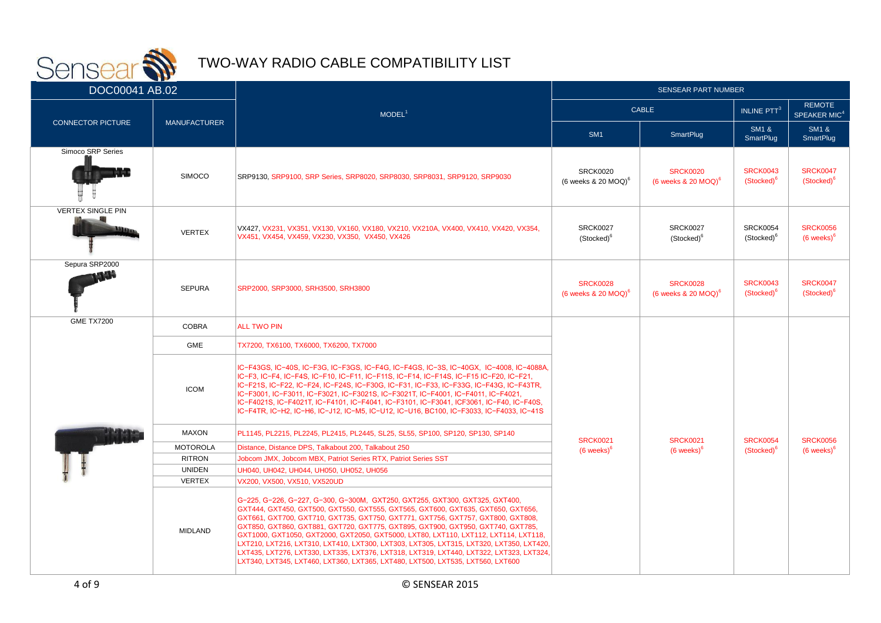# TWO-WAY RADIO CABLE COMPATIBILITY LIST

| DOC00041 AB.02 | | | SENSEAR PART NUMBER | | | |
|---|---|---|---|---|---|---|
| CONNECTOR PICTURE | MANUFACTURER | MODEL[1] | CABLE | | INLINE PTT[3] | REMOTE SPEAKER MIC[4] |
| | | | SM1 | SmartPlug | SM1 & SmartPlug | SM1 & SmartPlug |
| Simoco SRP Series | SIMOCO | SRP9130, SRP9100, SRP Series, SRP8020, SRP8030, SRP8031, SRP9120, SRP9030 | SRCK0020 (6 weeks & 20 MOQ)[6] | SRCK0020 (6 weeks & 20 MOQ)[6] | SRCK0043 (Stocked)[6] | SRCK0047 (Stocked)[6] |
| VERTEX SINGLE PIN | VERTEX | VX427, VX231, VX351, VX130, VX160, VX180, VX210, VX210A, VX400, VX410, VX420, VX354, VX451, VX454, VX459, VX230, VX350, VX450, VX426 | SRCK0027 (Stocked)[6] | SRCK0027 (Stocked)[6] | SRCK0054 (Stocked)[6] | SRCK0056 (6 weeks)[6] |
| Sepura SRP2000 | SEPURA | SRP2000, SRP3000, SRH3500, SRH3800 | SRCK0028 (6 weeks & 20 MOQ)[6] | SRCK0028 (6 weeks & 20 MOQ)[6] | SRCK0043 (Stocked)[6] | SRCK0047 (Stocked)[6] |
| GME TX7200 | COBRA | ALL TWO PIN | SRCK0021 (6 weeks)[6] | SRCK0021 (6 weeks)[6] | SRCK0054 (Stocked)[6] | SRCK0056 (6 weeks)[6] |
| | GME | TX7200, TX6100, TX6000, TX6200, TX7000 | | | | |
| | ICOM | IC-F43GS, IC-40S, IC-F3G, IC-F3GS, IC-F4G, IC-F4GS, IC-3S, IC-40GX, IC-4008, IC-4088A, IC-F3, IC-F4, IC-F4S, IC-F10, IC-F11, IC-F11S, IC-F14, IC-F14S, IC-F15 IC-F20, IC-F21, IC-F21S, IC-F22, IC-F24, IC-F24S, IC-F30G, IC-F31, IC-F33, IC-F33G, IC-F43G, IC-F43TR, IC-F3001, IC-F3011, IC-F3021, IC-F3021S, IC-F3021T, IC-F4001, IC-F4011, IC-F4021, IC-F4021S, IC-F4021T, IC-F4101, IC-F4041, IC-F3101, IC-F3041, ICF3061, IC-F40, IC-F40S, IC-F4TR, IC-H2, IC-H6, IC-J12, IC-M5, IC-U12, IC-U16, BC100, IC-F3033, IC-F4033, IC-41S | | | | |
| | MAXON | PL1145, PL2215, PL2245, PL2415, PL2445, SL25, SL55, SP100, SP120, SP130, SP140 | | | | |
| | MOTOROLA | Distance, Distance DPS, Talkabout 200, Talkabout 250 | | | | |
| | RITRON | Jobcom JMX, Jobcom MBX, Patriot Series RTX, Patriot Series SST | | | | |
| | UNIDEN | UH040, UH042, UH044, UH050, UH052, UH056 | | | | |
| | VERTEX | VX200, VX500, VX510, VX520UD | | | | |
| | MIDLAND | G-225, G-226, G-227, G-300, G-300M, GXT250, GXT255, GXT300, GXT325, GXT400, GXT444, GXT450, GXT500, GXT550, GXT555, GXT565, GXT600, GXT635, GXT650, GXT656, GXT661, GXT700, GXT710, GXT735, GXT750, GXT771, GXT756, GXT757, GXT800, GXT808, GXT850, GXT860, GXT881, GXT720, GXT775, GXT895, GXT900, GXT950, GXT740, GXT785, GXT1000, GXT1050, GXT2000, GXT2050, GXT5000, LXT80, LXT110, LXT112, LXT114, LXT118, LXT210, LXT216, LXT310, LXT410, LXT300, LXT303, LXT305, LXT315, LXT320, LXT350, LXT420, LXT435, LXT276, LXT330, LXT335, LXT376, LXT318, LXT319, LXT440, LXT322, LXT323, LXT324, LXT340, LXT345, LXT460, LXT360, LXT365, LXT480, LXT500, LXT535, LXT560, LXT600 | | | | |

© SENSEAR 2015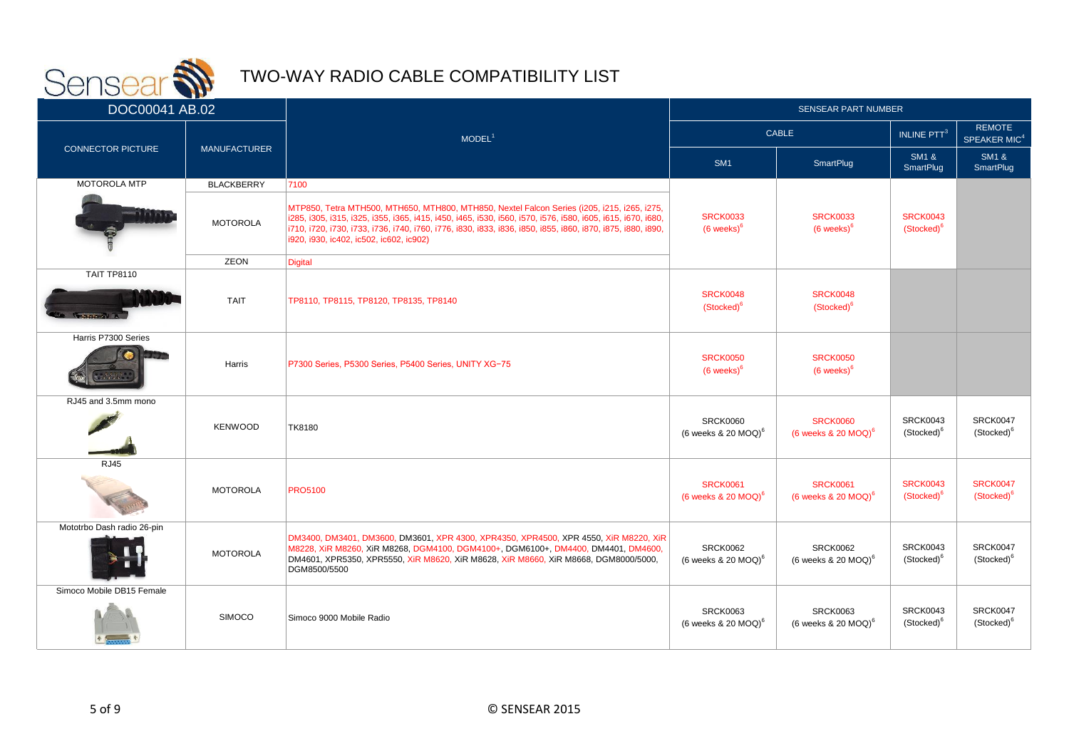# TWO-WAY RADIO CABLE COMPATIBILITY LIST

DOC00041 AB.02

| CONNECTOR PICTURE | MANUFACTURER | MODEL[1] | SENSEAR PART NUMBER | | | |
|---|---|---|---|---|---|---|
| | | | CABLE | | INLINE PTT[3] | REMOTE SPEAKER MIC[4] |
| | | | SM1 | SmartPlug | SM1 & SmartPlug | SM1 & SmartPlug |
| MOTOROLA MTP | BLACKBERRY | 7100 | SRCK0033 (6 weeks)[6] | SRCK0033 (6 weeks)[6] | SRCK0043 (Stocked)[6] | |
| | MOTOROLA | MTP850, Tetra MTH500, MTH650, MTH800, MTH850, Nextel Falcon Series (i205, i215, i265, i275, i285, i305, i315, i325, i355, i365, i415, i450, i465, i530, i560, i570, i576, i580, i605, i615, i670, i680, i710, i720, i730, i733, i736, i740, i760, i776, i830, i833, i836, i850, i855, i860, i870, i875, i880, i890, i920, i930, ic402, ic502, ic602, ic902) | | | | |
| | ZEON | Digital | | | | |
| TAIT TP8110 | TAIT | TP8110, TP8115, TP8120, TP8135, TP8140 | SRCK0048 (Stocked)[6] | SRCK0048 (Stocked)[6] | | |
| Harris P7300 Series | Harris | P7300 Series, P5300 Series, P5400 Series, UNITY XG-75 | SRCK0050 (6 weeks)[6] | SRCK0050 (6 weeks)[6] | | |
| RJ45 and 3.5mm mono | KENWOOD | TK8180 | SRCK0060 (6 weeks & 20 MOQ)[6] | SRCK0060 (6 weeks & 20 MOQ)[6] | SRCK0043 (Stocked)[6] | SRCK0047 (Stocked)[6] |
| RJ45 | MOTOROLA | PRO5100 | SRCK0061 (6 weeks & 20 MOQ)[6] | SRCK0061 (6 weeks & 20 MOQ)[6] | SRCK0043 (Stocked)[6] | SRCK0047 (Stocked)[6] |
| Mototrbo Dash radio 26-pin | MOTOROLA | DM3400, DM3401, DM3600, DM3601, XPR 4300, XPR4350, XPR4500, XPR 4550, XiR M8220, XiR M8228, XiR M8260, XiR M8268, DGM4100, DGM4100+, DGM6100+, DM4400, DM4401, DM4600, DM4601, XPR5350, XPR5550, XiR M8620, XiR M8628, XiR M8660, XiR M8668, DGM8000/5000, DGM8500/5500 | SRCK0062 (6 weeks & 20 MOQ)[6] | SRCK0062 (6 weeks & 20 MOQ)[6] | SRCK0043 (Stocked)[6] | SRCK0047 (Stocked)[6] |
| Simoco Mobile DB15 Female | SIMOCO | Simoco 9000 Mobile Radio | SRCK0063 (6 weeks & 20 MOQ)[6] | SRCK0063 (6 weeks & 20 MOQ)[6] | SRCK0043 (Stocked)[6] | SRCK0047 (Stocked)[6] |

© SENSEAR 2015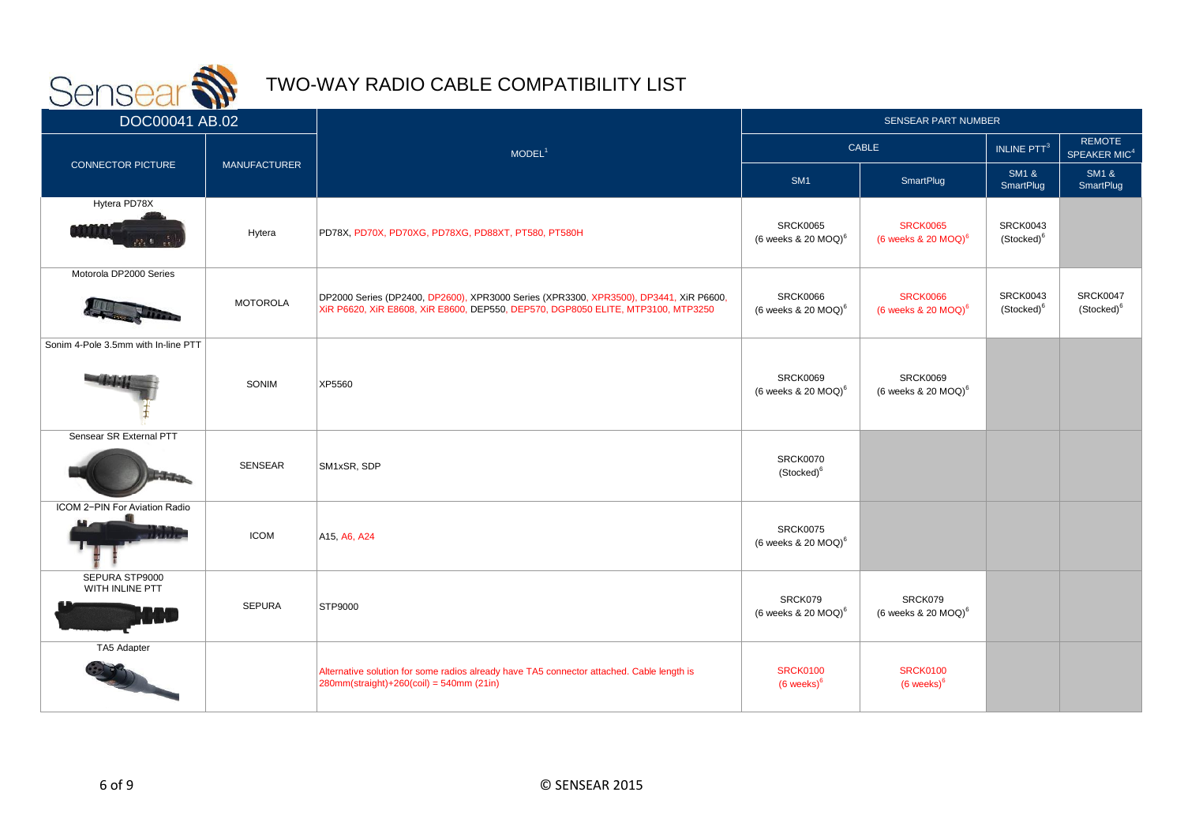# TWO-WAY RADIO CABLE COMPATIBILITY LIST

| DOC00041 AB.02 | | | SENSEAR PART NUMBER | | | |
|---|---|---|---|---|---|---|
| CONNECTOR PICTURE | MANUFACTURER | MODEL[1] | CABLE | | INLINE PTT[3] | REMOTE SPEAKER MIC[4] |
| | | | SM1 | SmartPlug | SM1 & SmartPlug | SM1 & SmartPlug |
| Hytera PD78X | Hytera | PD78X, PD70X, PD70XG, PD78XG, PD88XT, PT580, PT580H | SRCK0065 (6 weeks & 20 MOQ)[6] | SRCK0065 (6 weeks & 20 MOQ)[6] | SRCK0043 (Stocked)[6] | |
| Motorola DP2000 Series | MOTOROLA | DP2000 Series (DP2400, DP2600), XPR3000 Series (XPR3300, XPR3500), DP3441, XiR P6600, XiR P6620, XiR E8608, XiR E8600, DEP550, DEP570, DGP8050 ELITE, MTP3100, MTP3250 | SRCK0066 (6 weeks & 20 MOQ)[6] | SRCK0066 (6 weeks & 20 MOQ)[6] | SRCK0043 (Stocked)[6] | SRCK0047 (Stocked)[6] |
| Sonim 4-Pole 3.5mm with In-line PTT | SONIM | XP5560 | SRCK0069 (6 weeks & 20 MOQ)[6] | SRCK0069 (6 weeks & 20 MOQ)[6] | | |
| Sensear SR External PTT | SENSEAR | SM1xSR, SDP | SRCK0070 (Stocked)[6] | | | |
| ICOM 2-PIN For Aviation Radio | ICOM | A15, A6, A24 | SRCK0075 (6 weeks & 20 MOQ)[6] | | | |
| SEPURA STP9000 WITH INLINE PTT | SEPURA | STP9000 | SRCK079 (6 weeks & 20 MOQ)[6] | SRCK079 (6 weeks & 20 MOQ)[6] | | |
| TA5 Adapter | | Alternative solution for some radios already have TA5 connector attached. Cable length is 280mm(straight)+260(coil) = 540mm (21in) | SRCK0100 (6 weeks)[6] | SRCK0100 (6 weeks)[6] | | |

© SENSEAR 2015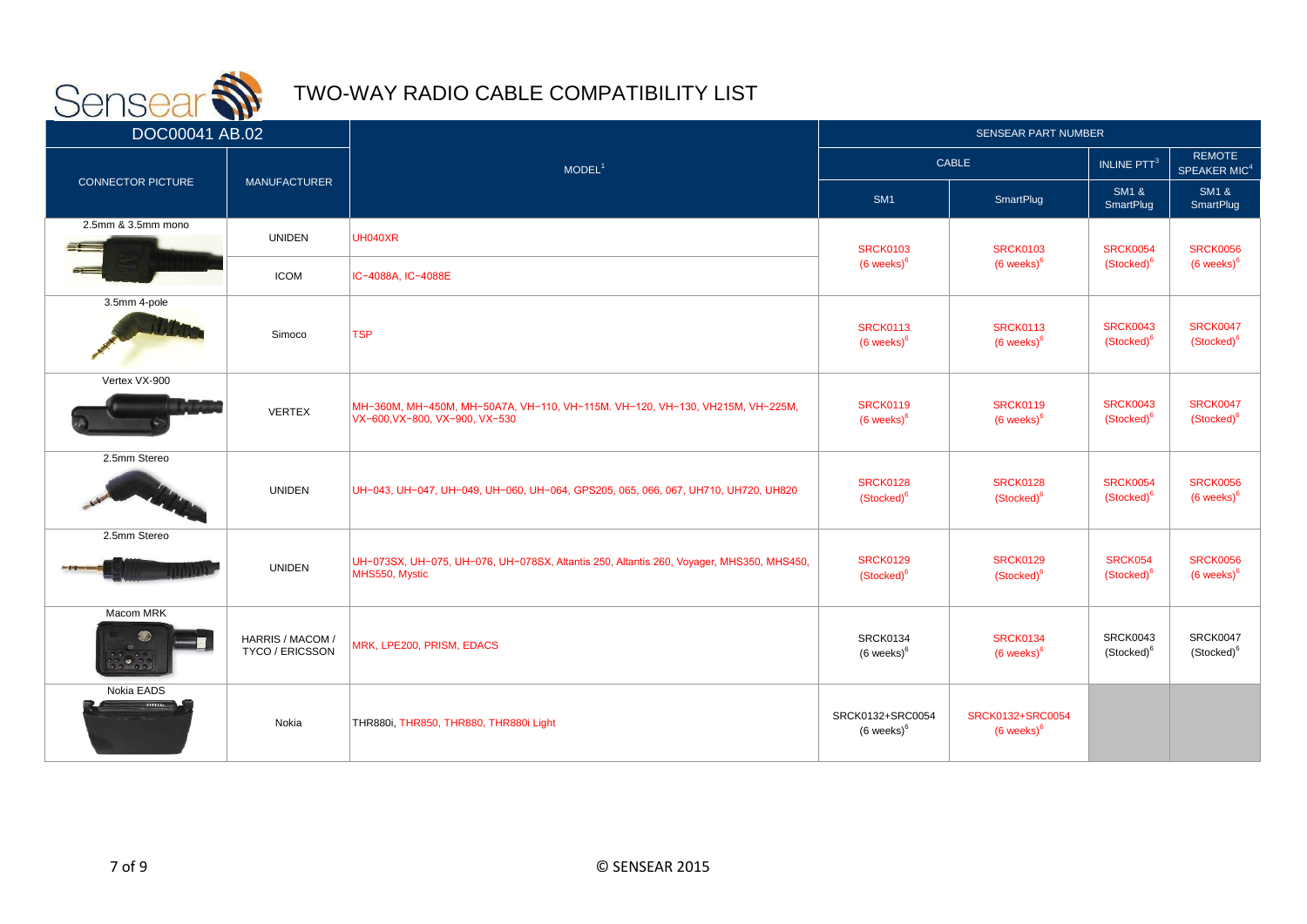# TWO-WAY RADIO CABLE COMPATIBILITY LIST

DOC00041 AB.02

| CONNECTOR PICTURE | MANUFACTURER | MODEL[1] | SENSEAR PART NUMBER | | | |
|---|---|---|---|---|---|---|
| | | | CABLE | | INLINE PTT[3] | REMOTE SPEAKER MIC[4] |
| | | | SM1 | SmartPlug | SM1 & SmartPlug | SM1 & SmartPlug |
| 2.5mm & 3.5mm mono | UNIDEN | UH040XR | SRCK0103 (6 weeks)[6] | SRCK0103 (6 weeks)[6] | SRCK0054 (Stocked)[6] | SRCK0056 (6 weeks)[6] |
| | ICOM | IC-4088A, IC-4088E | | | | |
| 3.5mm 4-pole | Simoco | TSP | SRCK0113 (6 weeks)[6] | SRCK0113 (6 weeks)[6] | SRCK0043 (Stocked)[6] | SRCK0047 (Stocked)[6] |
| Vertex VX-900 | VERTEX | MH-360M, MH-450M, MH-50A7A, VH-110, VH-115M. VH-120, VH-130, VH215M, VH-225M, VX-600,VX-800, VX-900, VX-530 | SRCK0119 (6 weeks)[6] | SRCK0119 (6 weeks)[6] | SRCK0043 (Stocked)[6] | SRCK0047 (Stocked)[6] |
| 2.5mm Stereo | UNIDEN | UH-043, UH-047, UH-049, UH-060, UH-064, GPS205, 065, 066, 067, UH710, UH720, UH820 | SRCK0128 (Stocked)[6] | SRCK0128 (Stocked)[6] | SRCK0054 (Stocked)[6] | SRCK0056 (6 weeks)[6] |
| 2.5mm Stereo | UNIDEN | UH-073SX, UH-075, UH-076, UH-078SX, Altantis 250, Altantis 260, Voyager, MHS350, MHS450, MHS550, Mystic | SRCK0129 (Stocked)[6] | SRCK0129 (Stocked)[6] | SRCK054 (Stocked)[6] | SRCK0056 (6 weeks)[6] |
| Macom MRK | HARRIS / MACOM / TYCO / ERICSSON | MRK, LPE200, PRISM, EDACS | SRCK0134 (6 weeks)[6] | SRCK0134 (6 weeks)[6] | SRCK0043 (Stocked)[6] | SRCK0047 (Stocked)[6] |
| Nokia EADS | Nokia | THR880i, THR850, THR880, THR880i Light | SRCK0132+SRC0054 (6 weeks)[6] | SRCK0132+SRC0054 (6 weeks)[6] | | |

© SENSEAR 2015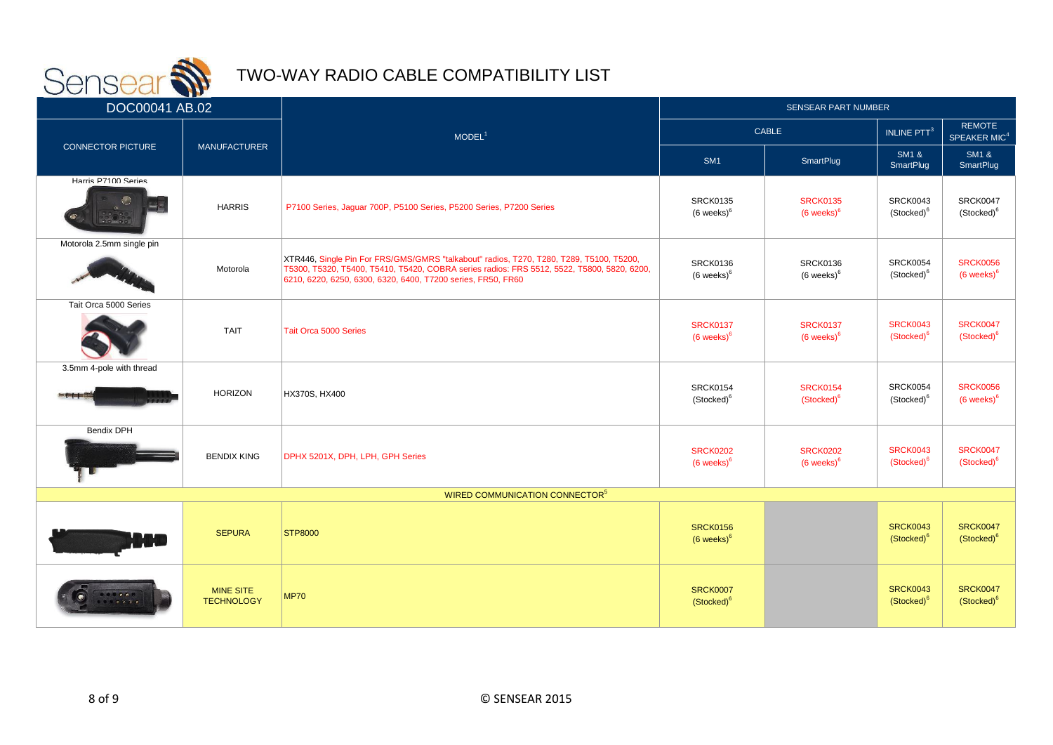# TWO-WAY RADIO CABLE COMPATIBILITY LIST

DOC00041 AB.02

| CONNECTOR PICTURE | MANUFACTURER | MODEL[1] | SENSEAR PART NUMBER | | | |
|---|---|---|---|---|---|---|
| | | | CABLE | | INLINE PTT[3] | REMOTE SPEAKER MIC[4] |
| | | | SM1 | SmartPlug | SM1 & SmartPlug | SM1 & SmartPlug |
| Harris P7100 Series | HARRIS | P7100 Series, Jaguar 700P, P5100 Series, P5200 Series, P7200 Series | SRCK0135 (6 weeks)[6] | SRCK0135 (6 weeks)[6] | SRCK0043 (Stocked)[6] | SRCK0047 (Stocked)[6] |
| Motorola 2.5mm single pin | Motorola | XTR446, Single Pin For FRS/GMS/GMRS "talkabout" radios, T270, T280, T289, T5100, T5200, T5300, T5320, T5400, T5410, T5420, COBRA series radios: FRS 5512, 5522, T5800, 5820, 6200, 6210, 6220, 6250, 6300, 6320, 6400, T7200 series, FR50, FR60 | SRCK0136 (6 weeks)[6] | SRCK0136 (6 weeks)[6] | SRCK0054 (Stocked)[6] | SRCK0056 (6 weeks)[6] |
| Tait Orca 5000 Series | TAIT | Tait Orca 5000 Series | SRCK0137 (6 weeks)[6] | SRCK0137 (6 weeks)[6] | SRCK0043 (Stocked)[6] | SRCK0047 (Stocked)[6] |
| 3.5mm 4-pole with thread | HORIZON | HX370S, HX400 | SRCK0154 (Stocked)[6] | SRCK0154 (Stocked)[6] | SRCK0054 (Stocked)[6] | SRCK0056 (6 weeks)[6] |
| Bendix DPH | BENDIX KING | DPHX 5201X, DPH, LPH, GPH Series | SRCK0202 (6 weeks)[6] | SRCK0202 (6 weeks)[6] | SRCK0043 (Stocked)[6] | SRCK0047 (Stocked)[6] |
| WIRED COMMUNICATION CONNECTOR[5] | | | | | | |
| | SEPURA | STP8000 | SRCK0156 (6 weeks)[6] | | SRCK0043 (Stocked)[6] | SRCK0047 (Stocked)[6] |
| | MINE SITE TECHNOLOGY | MP70 | SRCK0007 (Stocked)[6] | | SRCK0043 (Stocked)[6] | SRCK0047 (Stocked)[6] |

© SENSEAR 2015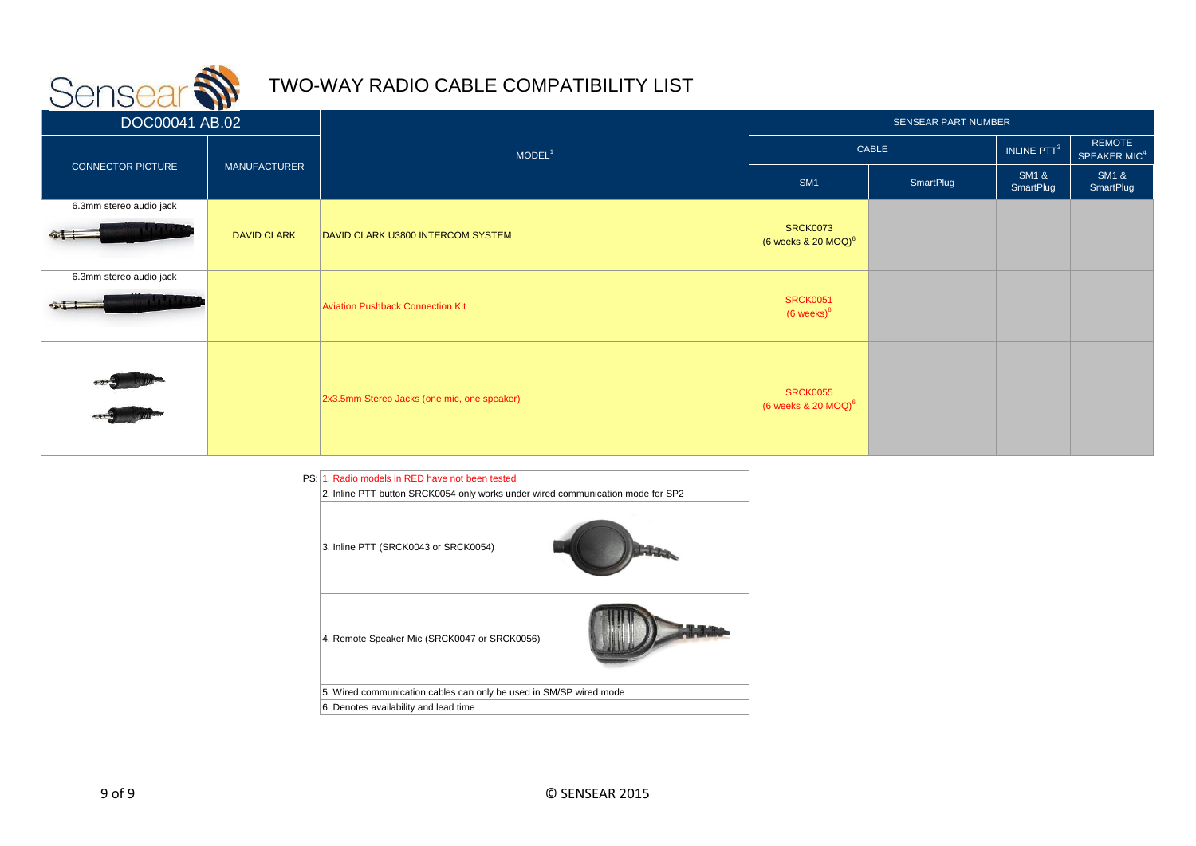# TWO-WAY RADIO CABLE COMPATIBILITY LIST

| DOC00041 AB.02 | | | SENSEAR PART NUMBER | | | |
|---|---|---|---|---|---|---|
| CONNECTOR PICTURE | MANUFACTURER | MODEL[1] | CABLE | | INLINE PTT[3] | REMOTE SPEAKER MIC[4] |
| | | | SM1 | SmartPlug | SM1 & SmartPlug | SM1 & SmartPlug |
| 6.3mm stereo audio jack | DAVID CLARK | DAVID CLARK U3800 INTERCOM SYSTEM | SRCK0073 (6 weeks & 20 MOQ)[6] | | | |
| 6.3mm stereo audio jack | | Aviation Pushback Connection Kit | SRCK0051 (6 weeks)[6] | | | |
| | | 2x3.5mm Stereo Jacks (one mic, one speaker) | SRCK0055 (6 weeks & 20 MOQ)[6] | | | |

PS:
1. Radio models in RED have not been tested
2. Inline PTT button SRCK0054 only works under wired communication mode for SP2
3. Inline PTT (SRCK0043 or SRCK0054)
4. Remote Speaker Mic (SRCK0047 or SRCK0056)
5. Wired communication cables can only be used in SM/SP wired mode
6. Denotes availability and lead time

© SENSEAR 2015